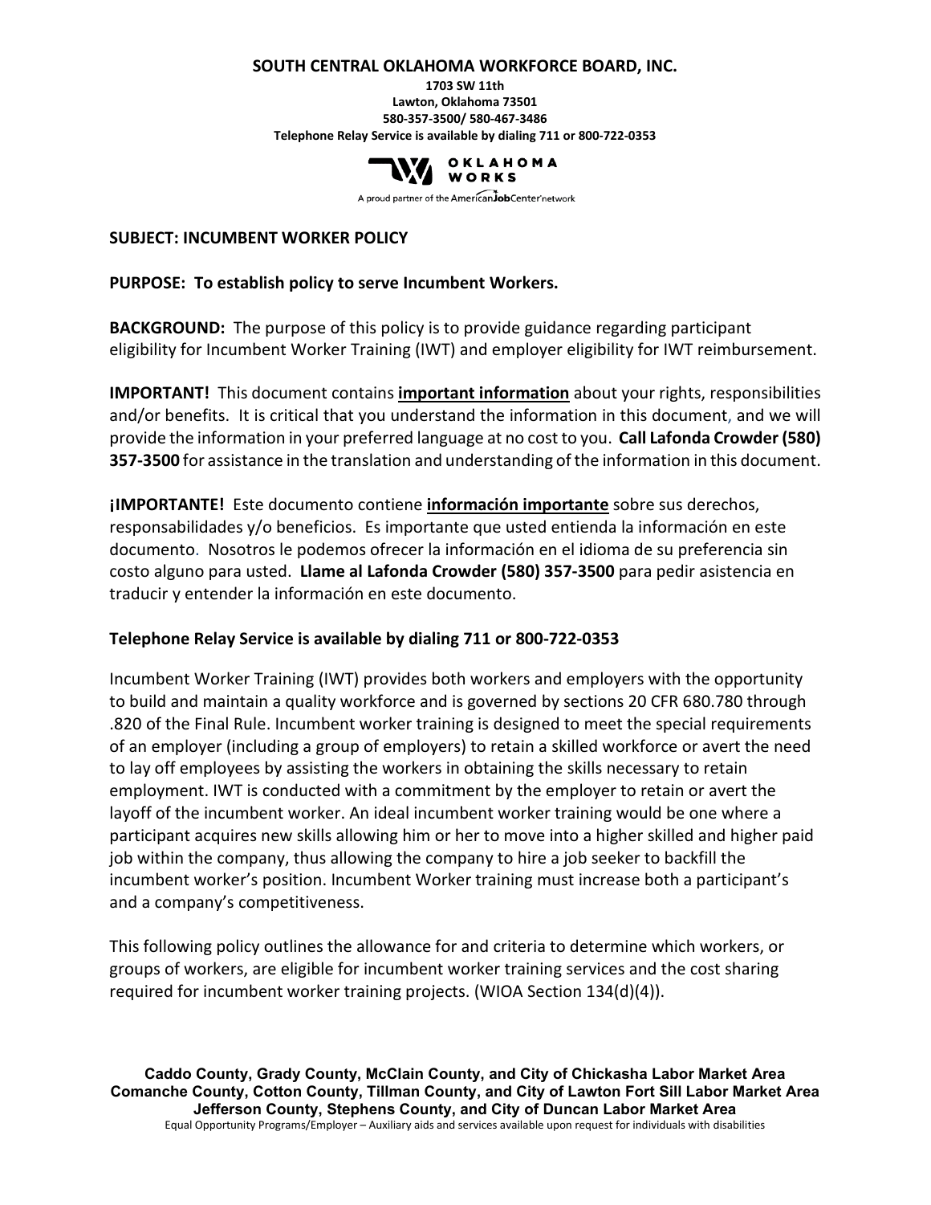**SOUTH CENTRAL OKLAHOMA WORKFORCE BOARD, INC.**
**1703 SW 11th**
**Lawton, Oklahoma 73501**
**580-357-3500/ 580-467-3486**
**Telephone Relay Service is available by dialing 711 or 800-722-0353**

OKLAHOMA WORKS
A proud partner of the AmericanJobCenter network

**SUBJECT: INCUMBENT WORKER POLICY**

**PURPOSE: To establish policy to serve Incumbent Workers.**

**BACKGROUND:** The purpose of this policy is to provide guidance regarding participant eligibility for Incumbent Worker Training (IWT) and employer eligibility for IWT reimbursement.

**IMPORTANT!** This document contains **important information** about your rights, responsibilities and/or benefits. It is critical that you understand the information in this document, and we will provide the information in your preferred language at no cost to you. **Call Lafonda Crowder (580) 357-3500** for assistance in the translation and understanding of the information in this document.

**¡IMPORTANTE!** Este documento contiene **información importante** sobre sus derechos, responsabilidades y/o beneficios. Es importante que usted entienda la información en este documento. Nosotros le podemos ofrecer la información en el idioma de su preferencia sin costo alguno para usted. **Llame al Lafonda Crowder (580) 357-3500** para pedir asistencia en traducir y entender la información en este documento.

**Telephone Relay Service is available by dialing 711 or 800-722-0353**

Incumbent Worker Training (IWT) provides both workers and employers with the opportunity to build and maintain a quality workforce and is governed by sections 20 CFR 680.780 through .820 of the Final Rule. Incumbent worker training is designed to meet the special requirements of an employer (including a group of employers) to retain a skilled workforce or avert the need to lay off employees by assisting the workers in obtaining the skills necessary to retain employment. IWT is conducted with a commitment by the employer to retain or avert the layoff of the incumbent worker. An ideal incumbent worker training would be one where a participant acquires new skills allowing him or her to move into a higher skilled and higher paid job within the company, thus allowing the company to hire a job seeker to backfill the incumbent worker's position. Incumbent Worker training must increase both a participant's and a company's competitiveness.

This following policy outlines the allowance for and criteria to determine which workers, or groups of workers, are eligible for incumbent worker training services and the cost sharing required for incumbent worker training projects. (WIOA Section 134(d)(4)).

**Caddo County, Grady County, McClain County, and City of Chickasha Labor Market Area**
**Comanche County, Cotton County, Tillman County, and City of Lawton Fort Sill Labor Market Area**
**Jefferson County, Stephens County, and City of Duncan Labor Market Area**
Equal Opportunity Programs/Employer – Auxiliary aids and services available upon request for individuals with disabilities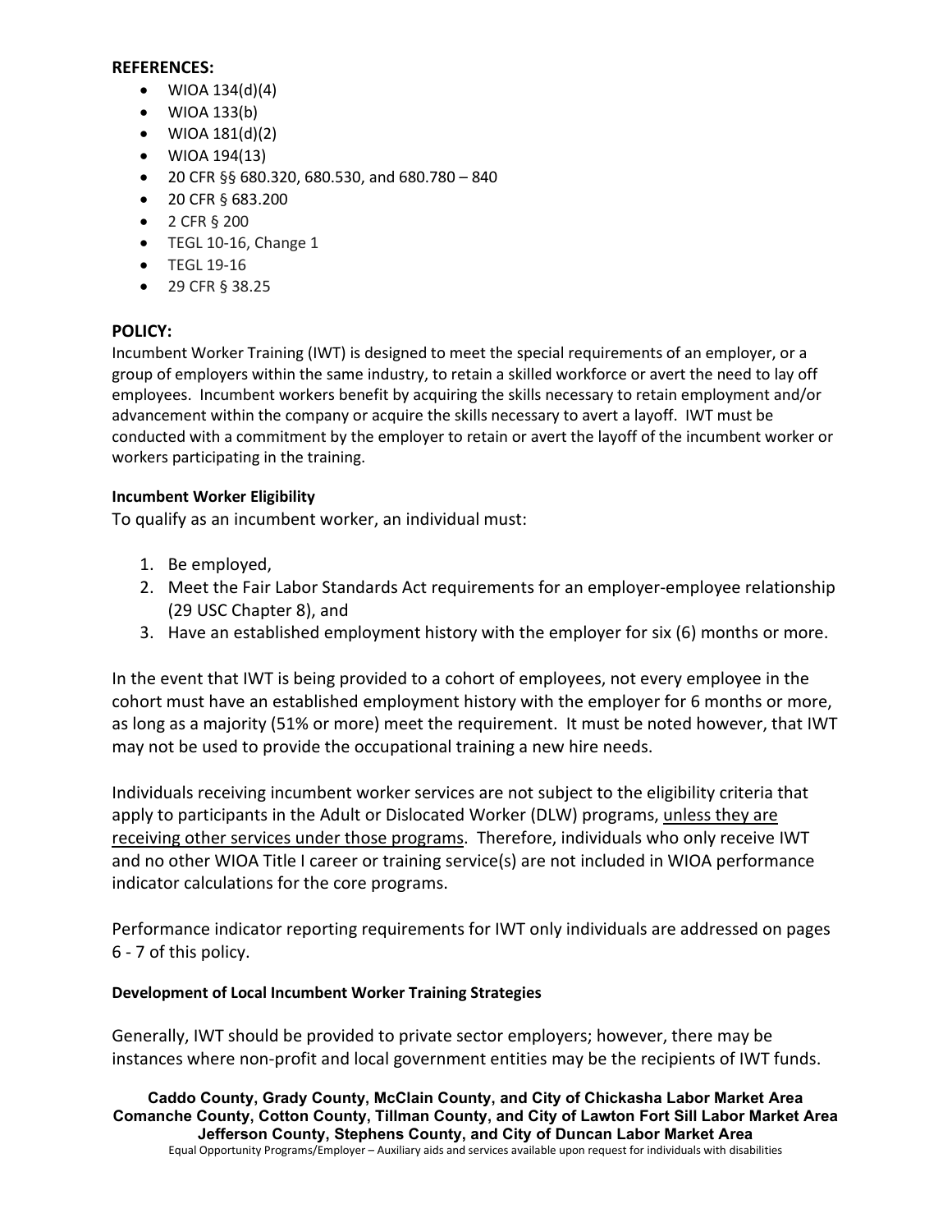**REFERENCES:**

- WIOA 134(d)(4)
- WIOA 133(b)
- WIOA 181(d)(2)
- WIOA 194(13)
- 20 CFR §§ 680.320, 680.530, and 680.780 – 840
- 20 CFR § 683.200
- 2 CFR § 200
- TEGL 10-16, Change 1
- TEGL 19-16
- 29 CFR § 38.25

## POLICY:

Incumbent Worker Training (IWT) is designed to meet the special requirements of an employer, or a group of employers within the same industry, to retain a skilled workforce or avert the need to lay off employees. Incumbent workers benefit by acquiring the skills necessary to retain employment and/or advancement within the company or acquire the skills necessary to avert a layoff. IWT must be conducted with a commitment by the employer to retain or avert the layoff of the incumbent worker or workers participating in the training.

**Incumbent Worker Eligibility**

To qualify as an incumbent worker, an individual must:

1. Be employed,
2. Meet the Fair Labor Standards Act requirements for an employer-employee relationship (29 USC Chapter 8), and
3. Have an established employment history with the employer for six (6) months or more.

In the event that IWT is being provided to a cohort of employees, not every employee in the cohort must have an established employment history with the employer for 6 months or more, as long as a majority (51% or more) meet the requirement. It must be noted however, that IWT may not be used to provide the occupational training a new hire needs.

Individuals receiving incumbent worker services are not subject to the eligibility criteria that apply to participants in the Adult or Dislocated Worker (DLW) programs, unless they are receiving other services under those programs. Therefore, individuals who only receive IWT and no other WIOA Title I career or training service(s) are not included in WIOA performance indicator calculations for the core programs.

Performance indicator reporting requirements for IWT only individuals are addressed on pages 6 - 7 of this policy.

**Development of Local Incumbent Worker Training Strategies**

Generally, IWT should be provided to private sector employers; however, there may be instances where non-profit and local government entities may be the recipients of IWT funds.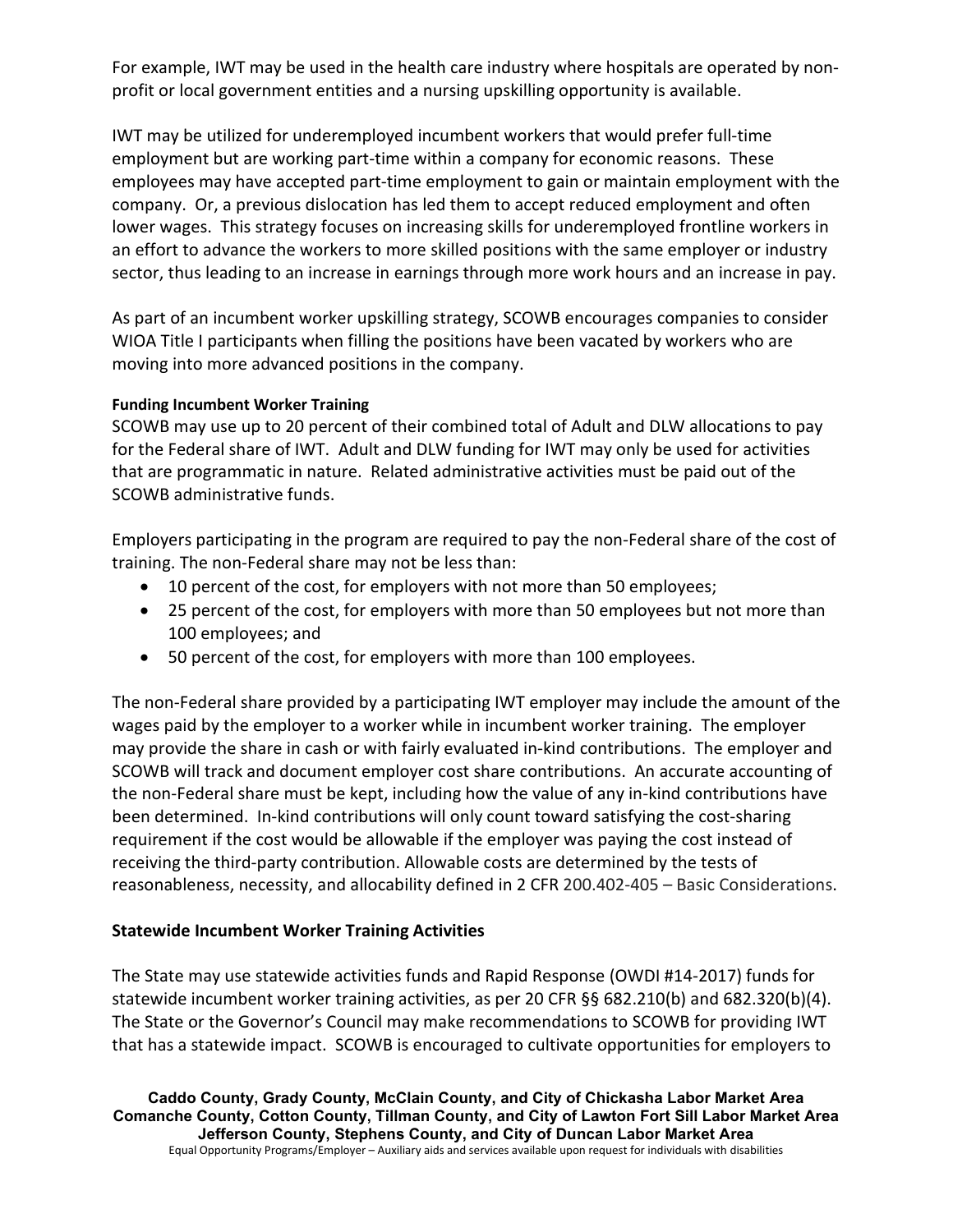For example, IWT may be used in the health care industry where hospitals are operated by non-profit or local government entities and a nursing upskilling opportunity is available.

IWT may be utilized for underemployed incumbent workers that would prefer full-time employment but are working part-time within a company for economic reasons. These employees may have accepted part-time employment to gain or maintain employment with the company. Or, a previous dislocation has led them to accept reduced employment and often lower wages. This strategy focuses on increasing skills for underemployed frontline workers in an effort to advance the workers to more skilled positions with the same employer or industry sector, thus leading to an increase in earnings through more work hours and an increase in pay.

As part of an incumbent worker upskilling strategy, SCOWB encourages companies to consider WIOA Title I participants when filling the positions have been vacated by workers who are moving into more advanced positions in the company.

#### Funding Incumbent Worker Training

SCOWB may use up to 20 percent of their combined total of Adult and DLW allocations to pay for the Federal share of IWT. Adult and DLW funding for IWT may only be used for activities that are programmatic in nature. Related administrative activities must be paid out of the SCOWB administrative funds.

Employers participating in the program are required to pay the non-Federal share of the cost of training. The non-Federal share may not be less than:

- 10 percent of the cost, for employers with not more than 50 employees;
- 25 percent of the cost, for employers with more than 50 employees but not more than 100 employees; and
- 50 percent of the cost, for employers with more than 100 employees.

The non-Federal share provided by a participating IWT employer may include the amount of the wages paid by the employer to a worker while in incumbent worker training. The employer may provide the share in cash or with fairly evaluated in-kind contributions. The employer and SCOWB will track and document employer cost share contributions. An accurate accounting of the non-Federal share must be kept, including how the value of any in-kind contributions have been determined. In-kind contributions will only count toward satisfying the cost-sharing requirement if the cost would be allowable if the employer was paying the cost instead of receiving the third-party contribution. Allowable costs are determined by the tests of reasonableness, necessity, and allocability defined in 2 CFR 200.402-405 – Basic Considerations.

### Statewide Incumbent Worker Training Activities

The State may use statewide activities funds and Rapid Response (OWDI #14-2017) funds for statewide incumbent worker training activities, as per 20 CFR §§ 682.210(b) and 682.320(b)(4). The State or the Governor's Council may make recommendations to SCOWB for providing IWT that has a statewide impact. SCOWB is encouraged to cultivate opportunities for employers to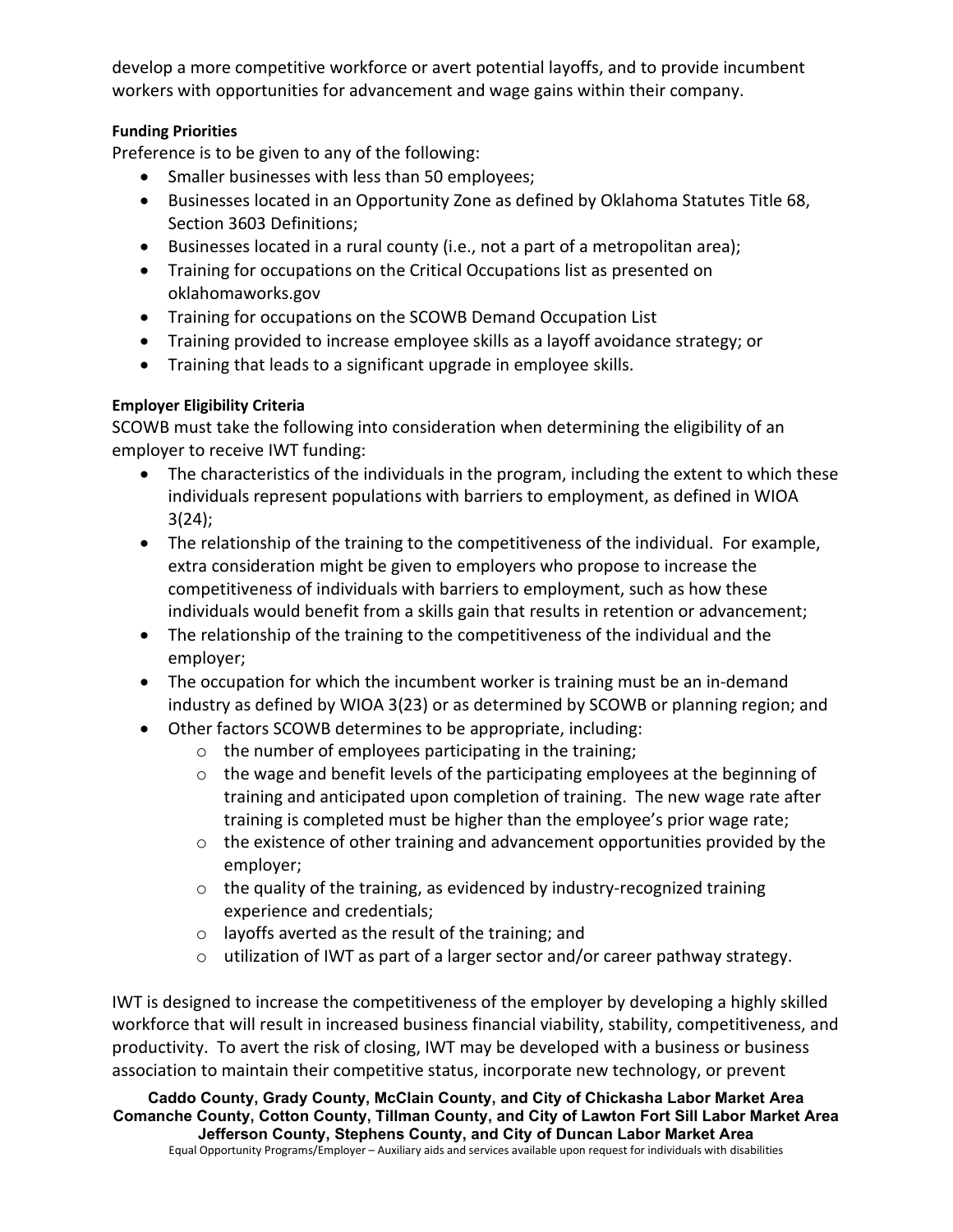develop a more competitive workforce or avert potential layoffs, and to provide incumbent workers with opportunities for advancement and wage gains within their company.

**Funding Priorities**

Preference is to be given to any of the following:

- Smaller businesses with less than 50 employees;
- Businesses located in an Opportunity Zone as defined by Oklahoma Statutes Title 68, Section 3603 Definitions;
- Businesses located in a rural county (i.e., not a part of a metropolitan area);
- Training for occupations on the Critical Occupations list as presented on oklahomaworks.gov
- Training for occupations on the SCOWB Demand Occupation List
- Training provided to increase employee skills as a layoff avoidance strategy; or
- Training that leads to a significant upgrade in employee skills.

**Employer Eligibility Criteria**

SCOWB must take the following into consideration when determining the eligibility of an employer to receive IWT funding:

- The characteristics of the individuals in the program, including the extent to which these individuals represent populations with barriers to employment, as defined in WIOA 3(24);
- The relationship of the training to the competitiveness of the individual. For example, extra consideration might be given to employers who propose to increase the competitiveness of individuals with barriers to employment, such as how these individuals would benefit from a skills gain that results in retention or advancement;
- The relationship of the training to the competitiveness of the individual and the employer;
- The occupation for which the incumbent worker is training must be an in-demand industry as defined by WIOA 3(23) or as determined by SCOWB or planning region; and
- Other factors SCOWB determines to be appropriate, including:
  - the number of employees participating in the training;
  - the wage and benefit levels of the participating employees at the beginning of training and anticipated upon completion of training. The new wage rate after training is completed must be higher than the employee's prior wage rate;
  - the existence of other training and advancement opportunities provided by the employer;
  - the quality of the training, as evidenced by industry-recognized training experience and credentials;
  - layoffs averted as the result of the training; and
  - utilization of IWT as part of a larger sector and/or career pathway strategy.

IWT is designed to increase the competitiveness of the employer by developing a highly skilled workforce that will result in increased business financial viability, stability, competitiveness, and productivity. To avert the risk of closing, IWT may be developed with a business or business association to maintain their competitive status, incorporate new technology, or prevent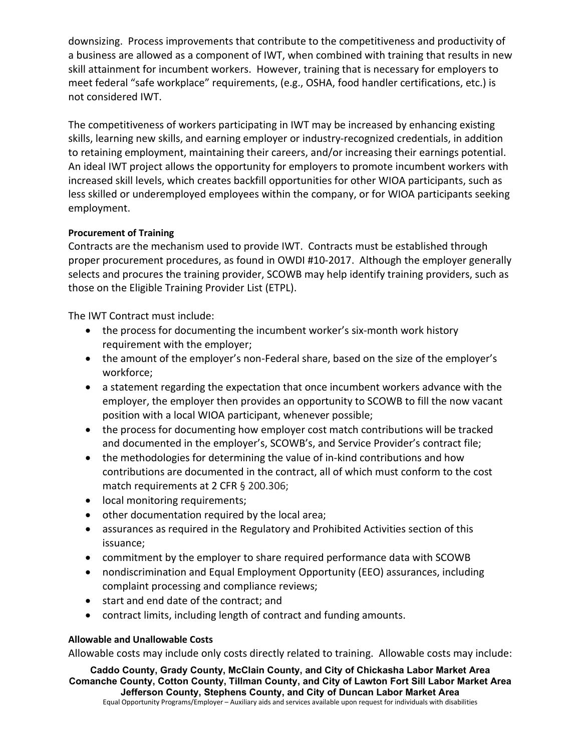downsizing. Process improvements that contribute to the competitiveness and productivity of a business are allowed as a component of IWT, when combined with training that results in new skill attainment for incumbent workers. However, training that is necessary for employers to meet federal "safe workplace" requirements, (e.g., OSHA, food handler certifications, etc.) is not considered IWT.

The competitiveness of workers participating in IWT may be increased by enhancing existing skills, learning new skills, and earning employer or industry-recognized credentials, in addition to retaining employment, maintaining their careers, and/or increasing their earnings potential. An ideal IWT project allows the opportunity for employers to promote incumbent workers with increased skill levels, which creates backfill opportunities for other WIOA participants, such as less skilled or underemployed employees within the company, or for WIOA participants seeking employment.

**Procurement of Training**

Contracts are the mechanism used to provide IWT. Contracts must be established through proper procurement procedures, as found in OWDI #10-2017. Although the employer generally selects and procures the training provider, SCOWB may help identify training providers, such as those on the Eligible Training Provider List (ETPL).

The IWT Contract must include:

- the process for documenting the incumbent worker's six-month work history requirement with the employer;
- the amount of the employer's non-Federal share, based on the size of the employer's workforce;
- a statement regarding the expectation that once incumbent workers advance with the employer, the employer then provides an opportunity to SCOWB to fill the now vacant position with a local WIOA participant, whenever possible;
- the process for documenting how employer cost match contributions will be tracked and documented in the employer's, SCOWB's, and Service Provider's contract file;
- the methodologies for determining the value of in-kind contributions and how contributions are documented in the contract, all of which must conform to the cost match requirements at 2 CFR § 200.306;
- local monitoring requirements;
- other documentation required by the local area;
- assurances as required in the Regulatory and Prohibited Activities section of this issuance;
- commitment by the employer to share required performance data with SCOWB
- nondiscrimination and Equal Employment Opportunity (EEO) assurances, including complaint processing and compliance reviews;
- start and end date of the contract; and
- contract limits, including length of contract and funding amounts.

**Allowable and Unallowable Costs**

Allowable costs may include only costs directly related to training. Allowable costs may include: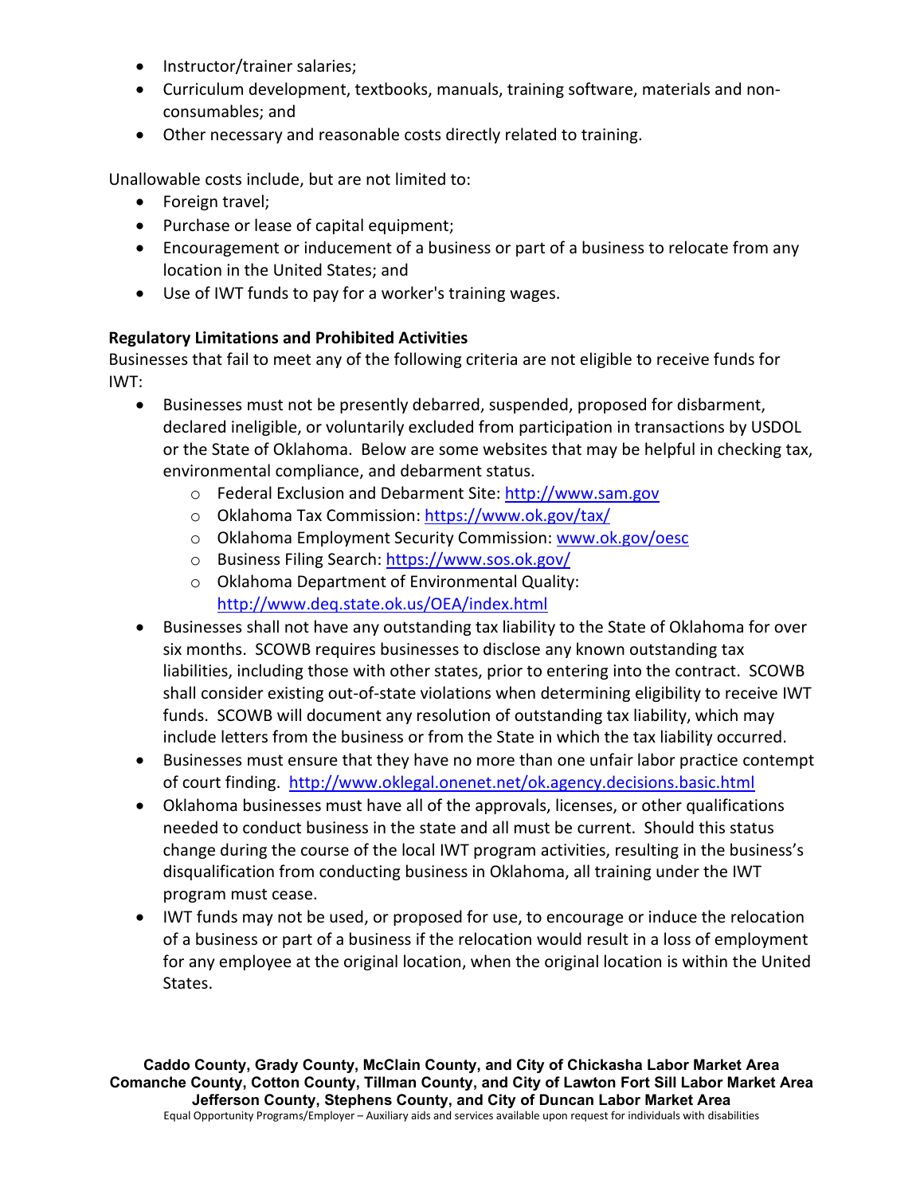- Instructor/trainer salaries;
- Curriculum development, textbooks, manuals, training software, materials and non-consumables; and
- Other necessary and reasonable costs directly related to training.

Unallowable costs include, but are not limited to:

- Foreign travel;
- Purchase or lease of capital equipment;
- Encouragement or inducement of a business or part of a business to relocate from any location in the United States; and
- Use of IWT funds to pay for a worker's training wages.

**Regulatory Limitations and Prohibited Activities**

Businesses that fail to meet any of the following criteria are not eligible to receive funds for IWT:

- Businesses must not be presently debarred, suspended, proposed for disbarment, declared ineligible, or voluntarily excluded from participation in transactions by USDOL or the State of Oklahoma. Below are some websites that may be helpful in checking tax, environmental compliance, and debarment status.
  - Federal Exclusion and Debarment Site: http://www.sam.gov
  - Oklahoma Tax Commission: https://www.ok.gov/tax/
  - Oklahoma Employment Security Commission: www.ok.gov/oesc
  - Business Filing Search: https://www.sos.ok.gov/
  - Oklahoma Department of Environmental Quality: http://www.deq.state.ok.us/OEA/index.html
- Businesses shall not have any outstanding tax liability to the State of Oklahoma for over six months. SCOWB requires businesses to disclose any known outstanding tax liabilities, including those with other states, prior to entering into the contract. SCOWB shall consider existing out-of-state violations when determining eligibility to receive IWT funds. SCOWB will document any resolution of outstanding tax liability, which may include letters from the business or from the State in which the tax liability occurred.
- Businesses must ensure that they have no more than one unfair labor practice contempt of court finding. http://www.oklegal.onenet.net/ok.agency.decisions.basic.html
- Oklahoma businesses must have all of the approvals, licenses, or other qualifications needed to conduct business in the state and all must be current. Should this status change during the course of the local IWT program activities, resulting in the business's disqualification from conducting business in Oklahoma, all training under the IWT program must cease.
- IWT funds may not be used, or proposed for use, to encourage or induce the relocation of a business or part of a business if the relocation would result in a loss of employment for any employee at the original location, when the original location is within the United States.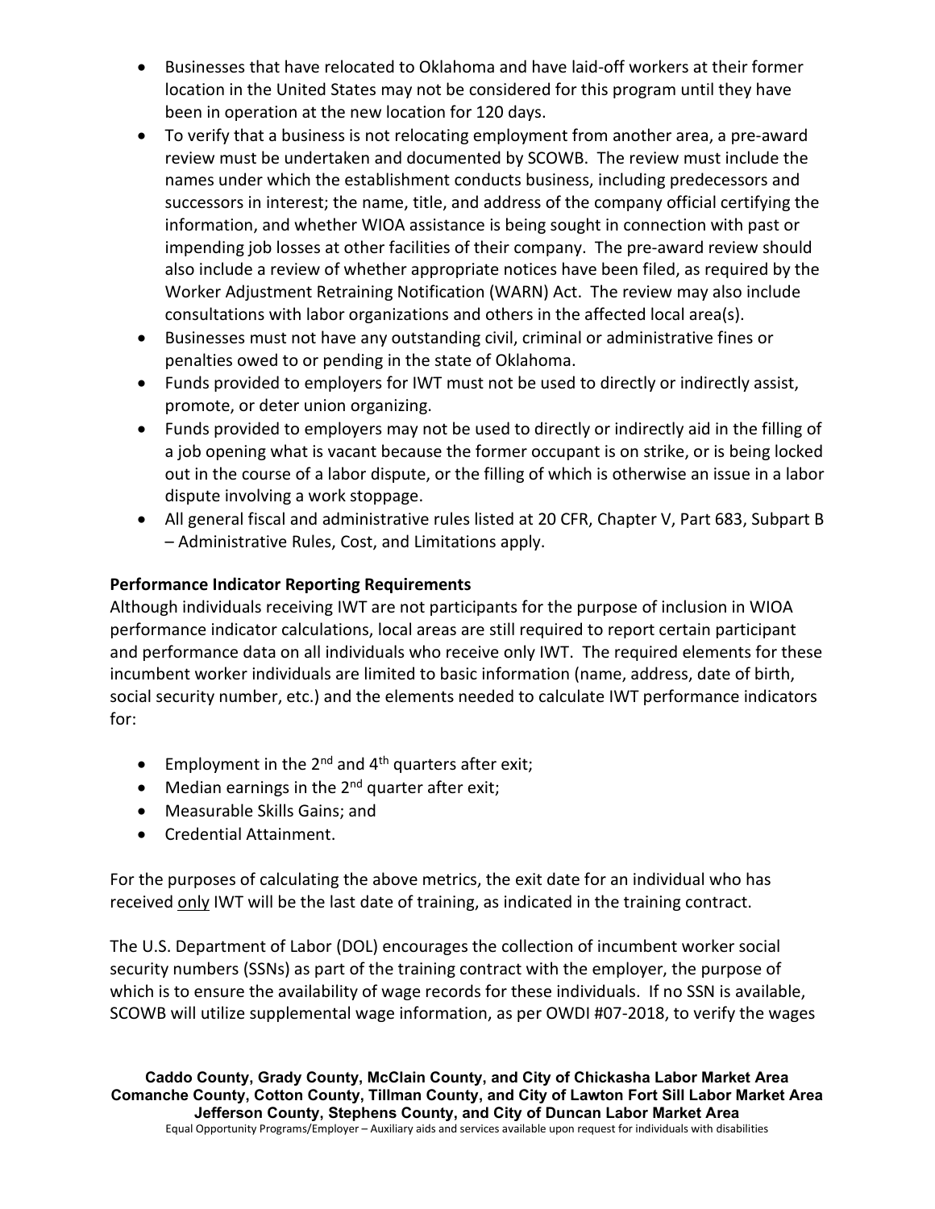- Businesses that have relocated to Oklahoma and have laid-off workers at their former location in the United States may not be considered for this program until they have been in operation at the new location for 120 days.
- To verify that a business is not relocating employment from another area, a pre-award review must be undertaken and documented by SCOWB. The review must include the names under which the establishment conducts business, including predecessors and successors in interest; the name, title, and address of the company official certifying the information, and whether WIOA assistance is being sought in connection with past or impending job losses at other facilities of their company. The pre-award review should also include a review of whether appropriate notices have been filed, as required by the Worker Adjustment Retraining Notification (WARN) Act. The review may also include consultations with labor organizations and others in the affected local area(s).
- Businesses must not have any outstanding civil, criminal or administrative fines or penalties owed to or pending in the state of Oklahoma.
- Funds provided to employers for IWT must not be used to directly or indirectly assist, promote, or deter union organizing.
- Funds provided to employers may not be used to directly or indirectly aid in the filling of a job opening what is vacant because the former occupant is on strike, or is being locked out in the course of a labor dispute, or the filling of which is otherwise an issue in a labor dispute involving a work stoppage.
- All general fiscal and administrative rules listed at 20 CFR, Chapter V, Part 683, Subpart B – Administrative Rules, Cost, and Limitations apply.

**Performance Indicator Reporting Requirements**

Although individuals receiving IWT are not participants for the purpose of inclusion in WIOA performance indicator calculations, local areas are still required to report certain participant and performance data on all individuals who receive only IWT. The required elements for these incumbent worker individuals are limited to basic information (name, address, date of birth, social security number, etc.) and the elements needed to calculate IWT performance indicators for:

- Employment in the 2nd and 4th quarters after exit;
- Median earnings in the 2nd quarter after exit;
- Measurable Skills Gains; and
- Credential Attainment.

For the purposes of calculating the above metrics, the exit date for an individual who has received only IWT will be the last date of training, as indicated in the training contract.

The U.S. Department of Labor (DOL) encourages the collection of incumbent worker social security numbers (SSNs) as part of the training contract with the employer, the purpose of which is to ensure the availability of wage records for these individuals. If no SSN is available, SCOWB will utilize supplemental wage information, as per OWDI #07-2018, to verify the wages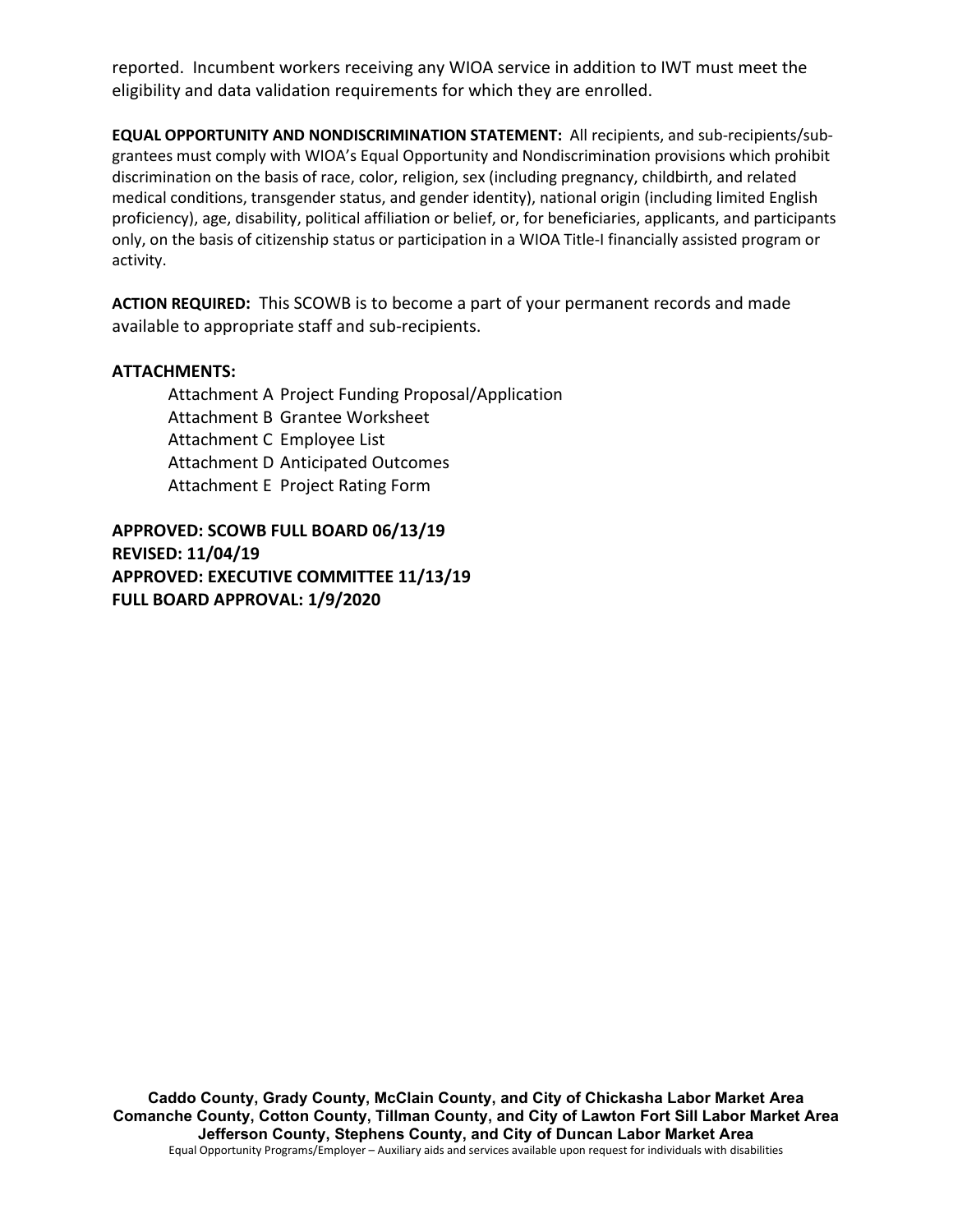reported. Incumbent workers receiving any WIOA service in addition to IWT must meet the eligibility and data validation requirements for which they are enrolled.

**EQUAL OPPORTUNITY AND NONDISCRIMINATION STATEMENT:** All recipients, and sub-recipients/sub-grantees must comply with WIOA's Equal Opportunity and Nondiscrimination provisions which prohibit discrimination on the basis of race, color, religion, sex (including pregnancy, childbirth, and related medical conditions, transgender status, and gender identity), national origin (including limited English proficiency), age, disability, political affiliation or belief, or, for beneficiaries, applicants, and participants only, on the basis of citizenship status or participation in a WIOA Title-I financially assisted program or activity.

**ACTION REQUIRED:** This SCOWB is to become a part of your permanent records and made available to appropriate staff and sub-recipients.

**ATTACHMENTS:**

- Attachment A Project Funding Proposal/Application
- Attachment B Grantee Worksheet
- Attachment C Employee List
- Attachment D Anticipated Outcomes
- Attachment E Project Rating Form

**APPROVED: SCOWB FULL BOARD 06/13/19**
**REVISED: 11/04/19**
**APPROVED: EXECUTIVE COMMITTEE 11/13/19**
**FULL BOARD APPROVAL: 1/9/2020**

**Caddo County, Grady County, McClain County, and City of Chickasha Labor Market Area**
**Comanche County, Cotton County, Tillman County, and City of Lawton Fort Sill Labor Market Area**
**Jefferson County, Stephens County, and City of Duncan Labor Market Area**
Equal Opportunity Programs/Employer – Auxiliary aids and services available upon request for individuals with disabilities